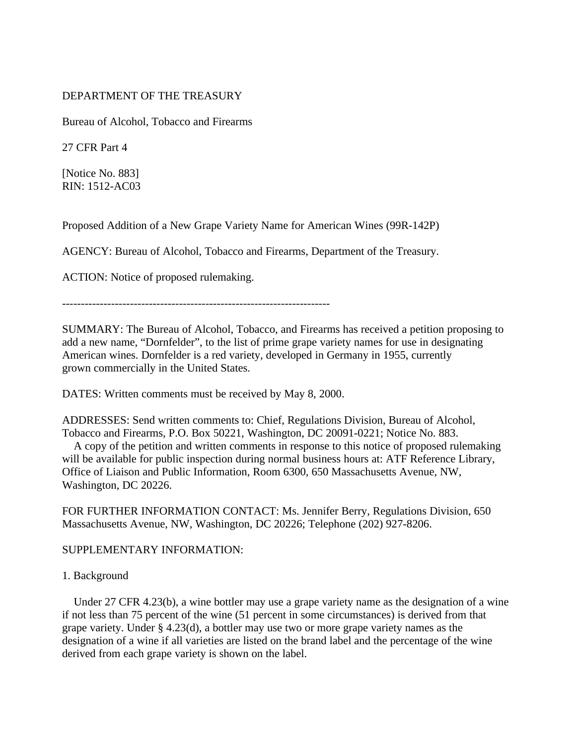DEPARTMENT OF THE TREASURY

Bureau of Alcohol, Tobacco and Firearms

27 CFR Part 4

[Notice No. 883]
RIN: 1512-AC03

Proposed Addition of a New Grape Variety Name for American Wines (99R-142P)

AGENCY: Bureau of Alcohol, Tobacco and Firearms, Department of the Treasury.

ACTION: Notice of proposed rulemaking.

-----------------------------------------------------------------------

SUMMARY: The Bureau of Alcohol, Tobacco, and Firearms has received a petition proposing to add a new name, "Dornfelder", to the list of prime grape variety names for use in designating American wines. Dornfelder is a red variety, developed in Germany in 1955, currently grown commercially in the United States.

DATES: Written comments must be received by May 8, 2000.

ADDRESSES: Send written comments to: Chief, Regulations Division, Bureau of Alcohol, Tobacco and Firearms, P.O. Box 50221, Washington, DC 20091-0221; Notice No. 883.

A copy of the petition and written comments in response to this notice of proposed rulemaking will be available for public inspection during normal business hours at: ATF Reference Library, Office of Liaison and Public Information, Room 6300, 650 Massachusetts Avenue, NW, Washington, DC 20226.

FOR FURTHER INFORMATION CONTACT: Ms. Jennifer Berry, Regulations Division, 650 Massachusetts Avenue, NW, Washington, DC 20226; Telephone (202) 927-8206.

SUPPLEMENTARY INFORMATION:

1. Background

Under 27 CFR 4.23(b), a wine bottler may use a grape variety name as the designation of a wine if not less than 75 percent of the wine (51 percent in some circumstances) is derived from that grape variety. Under § 4.23(d), a bottler may use two or more grape variety names as the designation of a wine if all varieties are listed on the brand label and the percentage of the wine derived from each grape variety is shown on the label.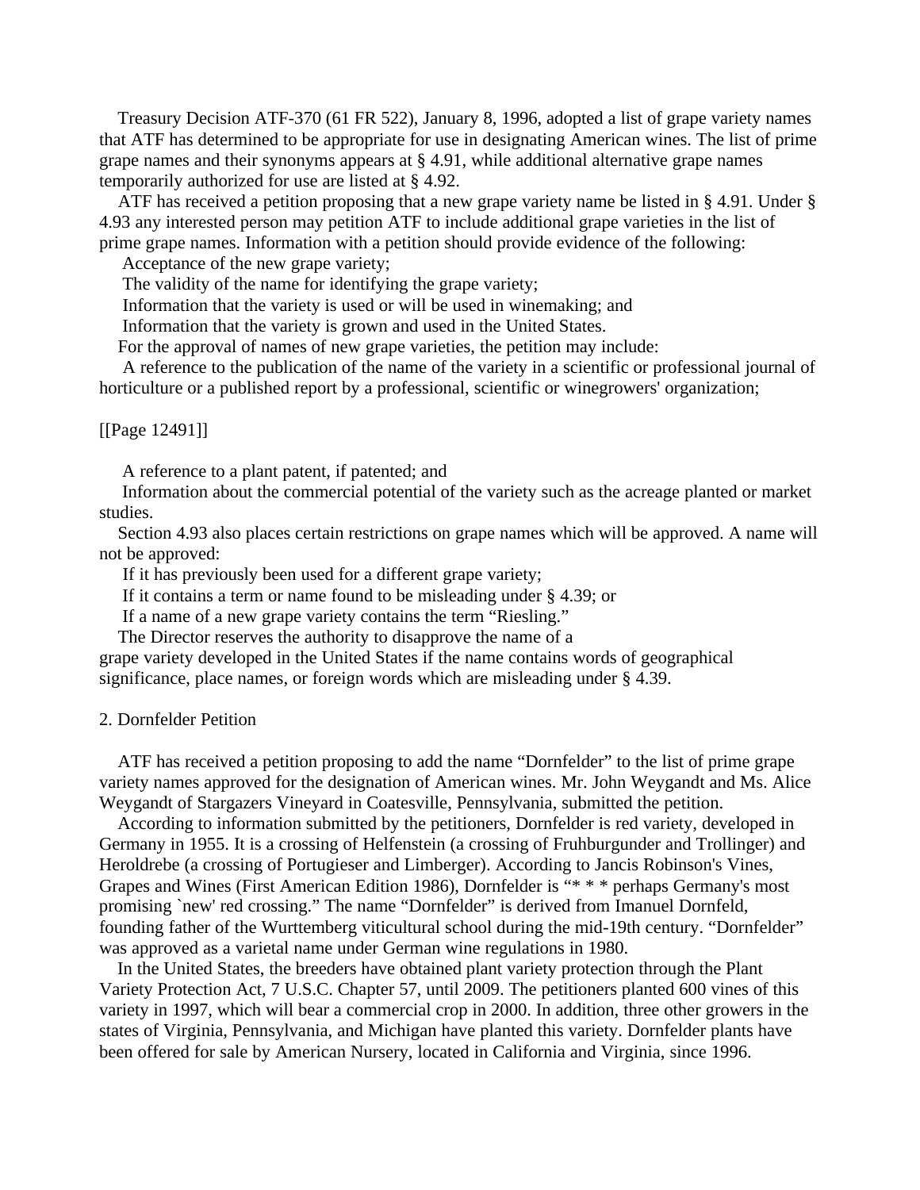Treasury Decision ATF-370 (61 FR 522), January 8, 1996, adopted a list of grape variety names that ATF has determined to be appropriate for use in designating American wines. The list of prime grape names and their synonyms appears at § 4.91, while additional alternative grape names temporarily authorized for use are listed at § 4.92.

ATF has received a petition proposing that a new grape variety name be listed in § 4.91. Under § 4.93 any interested person may petition ATF to include additional grape varieties in the list of prime grape names. Information with a petition should provide evidence of the following:

Acceptance of the new grape variety;

The validity of the name for identifying the grape variety;

Information that the variety is used or will be used in winemaking; and

Information that the variety is grown and used in the United States.

For the approval of names of new grape varieties, the petition may include:

A reference to the publication of the name of the variety in a scientific or professional journal of horticulture or a published report by a professional, scientific or winegrowers' organization;

[[Page 12491]]

A reference to a plant patent, if patented; and

Information about the commercial potential of the variety such as the acreage planted or market studies.

Section 4.93 also places certain restrictions on grape names which will be approved. A name will not be approved:

If it has previously been used for a different grape variety;

If it contains a term or name found to be misleading under § 4.39; or

If a name of a new grape variety contains the term "Riesling."

The Director reserves the authority to disapprove the name of a grape variety developed in the United States if the name contains words of geographical significance, place names, or foreign words which are misleading under § 4.39.

2. Dornfelder Petition

ATF has received a petition proposing to add the name "Dornfelder" to the list of prime grape variety names approved for the designation of American wines. Mr. John Weygandt and Ms. Alice Weygandt of Stargazers Vineyard in Coatesville, Pennsylvania, submitted the petition.

According to information submitted by the petitioners, Dornfelder is red variety, developed in Germany in 1955. It is a crossing of Helfenstein (a crossing of Fruhburgunder and Trollinger) and Heroldrebe (a crossing of Portugieser and Limberger). According to Jancis Robinson's Vines, Grapes and Wines (First American Edition 1986), Dornfelder is "* * * perhaps Germany's most promising `new' red crossing." The name "Dornfelder" is derived from Imanuel Dornfeld, founding father of the Wurttemberg viticultural school during the mid-19th century. "Dornfelder" was approved as a varietal name under German wine regulations in 1980.

In the United States, the breeders have obtained plant variety protection through the Plant Variety Protection Act, 7 U.S.C. Chapter 57, until 2009. The petitioners planted 600 vines of this variety in 1997, which will bear a commercial crop in 2000. In addition, three other growers in the states of Virginia, Pennsylvania, and Michigan have planted this variety. Dornfelder plants have been offered for sale by American Nursery, located in California and Virginia, since 1996.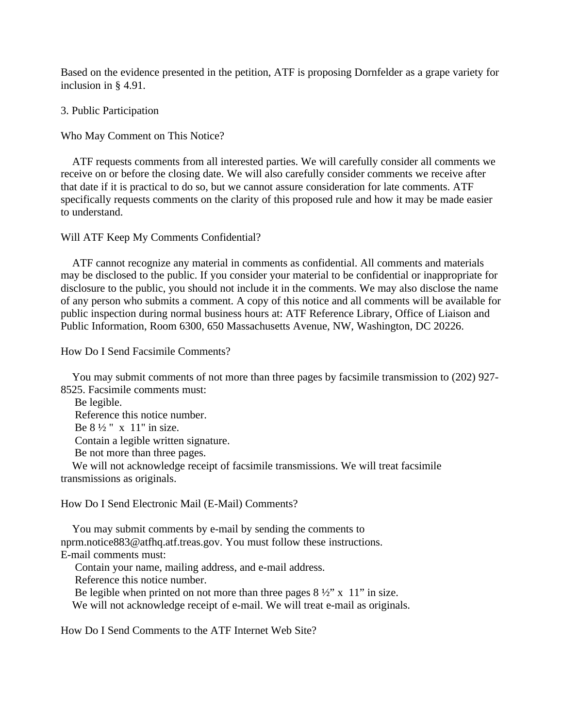Based on the evidence presented in the petition, ATF is proposing Dornfelder as a grape variety for inclusion in § 4.91.

## 3. Public Participation

### Who May Comment on This Notice?

ATF requests comments from all interested parties. We will carefully consider all comments we receive on or before the closing date. We will also carefully consider comments we receive after that date if it is practical to do so, but we cannot assure consideration for late comments. ATF specifically requests comments on the clarity of this proposed rule and how it may be made easier to understand.

### Will ATF Keep My Comments Confidential?

ATF cannot recognize any material in comments as confidential. All comments and materials may be disclosed to the public. If you consider your material to be confidential or inappropriate for disclosure to the public, you should not include it in the comments. We may also disclose the name of any person who submits a comment. A copy of this notice and all comments will be available for public inspection during normal business hours at: ATF Reference Library, Office of Liaison and Public Information, Room 6300, 650 Massachusetts Avenue, NW, Washington, DC 20226.

### How Do I Send Facsimile Comments?

You may submit comments of not more than three pages by facsimile transmission to (202) 927-8525. Facsimile comments must:

- Be legible.
- Reference this notice number.
- Be 8 ½ " x 11" in size.
- Contain a legible written signature.
- Be not more than three pages.

We will not acknowledge receipt of facsimile transmissions. We will treat facsimile transmissions as originals.

### How Do I Send Electronic Mail (E-Mail) Comments?

You may submit comments by e-mail by sending the comments to nprm.notice883@atfhq.atf.treas.gov. You must follow these instructions.
E-mail comments must:

- Contain your name, mailing address, and e-mail address.
- Reference this notice number.
- Be legible when printed on not more than three pages 8 ½" x 11" in size.

We will not acknowledge receipt of e-mail. We will treat e-mail as originals.

### How Do I Send Comments to the ATF Internet Web Site?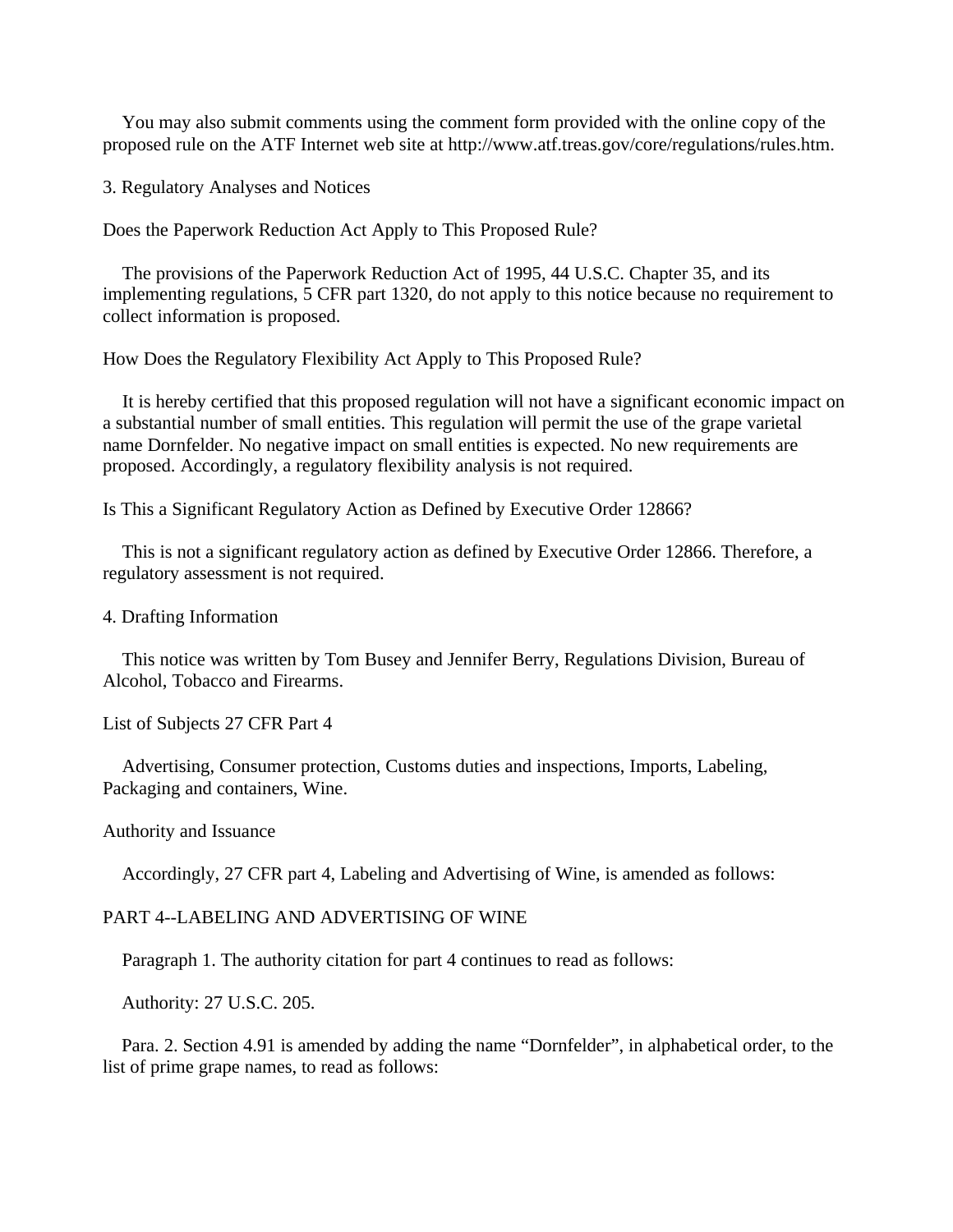You may also submit comments using the comment form provided with the online copy of the proposed rule on the ATF Internet web site at http://www.atf.treas.gov/core/regulations/rules.htm.

3. Regulatory Analyses and Notices

Does the Paperwork Reduction Act Apply to This Proposed Rule?

The provisions of the Paperwork Reduction Act of 1995, 44 U.S.C. Chapter 35, and its implementing regulations, 5 CFR part 1320, do not apply to this notice because no requirement to collect information is proposed.

How Does the Regulatory Flexibility Act Apply to This Proposed Rule?

It is hereby certified that this proposed regulation will not have a significant economic impact on a substantial number of small entities. This regulation will permit the use of the grape varietal name Dornfelder. No negative impact on small entities is expected. No new requirements are proposed. Accordingly, a regulatory flexibility analysis is not required.

Is This a Significant Regulatory Action as Defined by Executive Order 12866?

This is not a significant regulatory action as defined by Executive Order 12866. Therefore, a regulatory assessment is not required.

4. Drafting Information

This notice was written by Tom Busey and Jennifer Berry, Regulations Division, Bureau of Alcohol, Tobacco and Firearms.

List of Subjects 27 CFR Part 4

Advertising, Consumer protection, Customs duties and inspections, Imports, Labeling, Packaging and containers, Wine.

Authority and Issuance

Accordingly, 27 CFR part 4, Labeling and Advertising of Wine, is amended as follows:

PART 4--LABELING AND ADVERTISING OF WINE

Paragraph 1. The authority citation for part 4 continues to read as follows:

Authority: 27 U.S.C. 205.

Para. 2. Section 4.91 is amended by adding the name “Dornfelder”, in alphabetical order, to the list of prime grape names, to read as follows: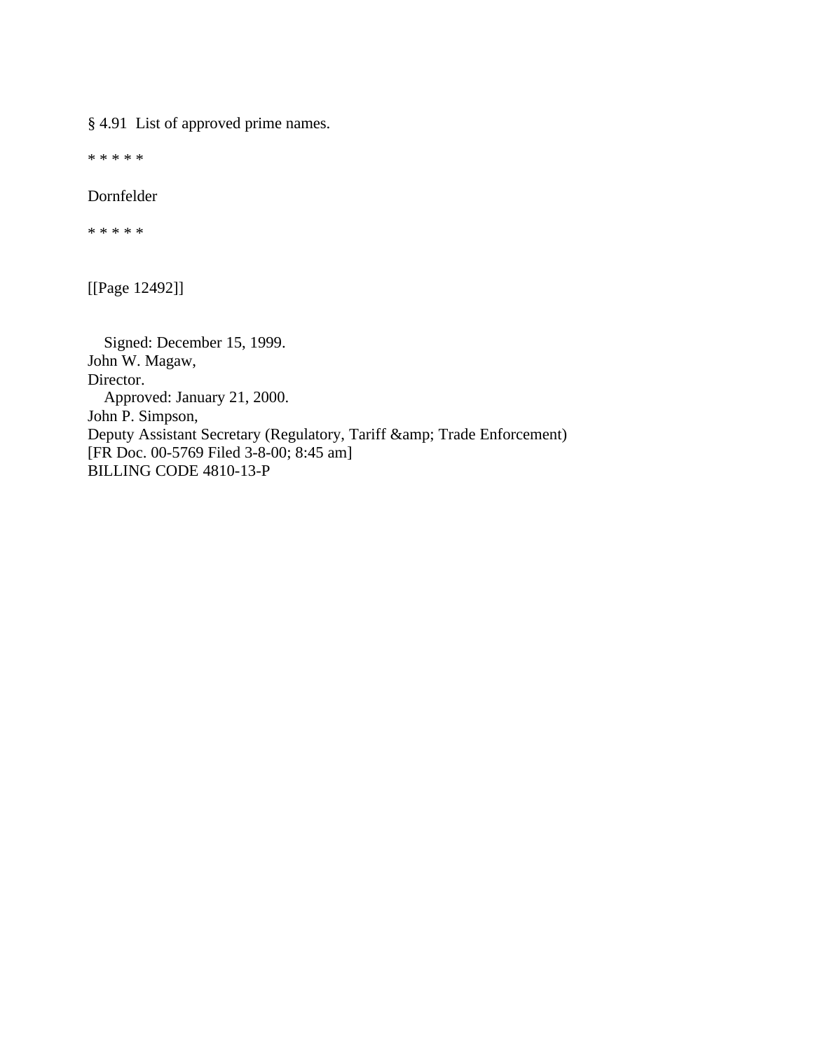§ 4.91 List of approved prime names.

* * * * *

Dornfelder

* * * * *

[[Page 12492]]

Signed: December 15, 1999.
John W. Magaw,
Director.
Approved: January 21, 2000.
John P. Simpson,
Deputy Assistant Secretary (Regulatory, Tariff &amp; Trade Enforcement)
[FR Doc. 00-5769 Filed 3-8-00; 8:45 am]
BILLING CODE 4810-13-P